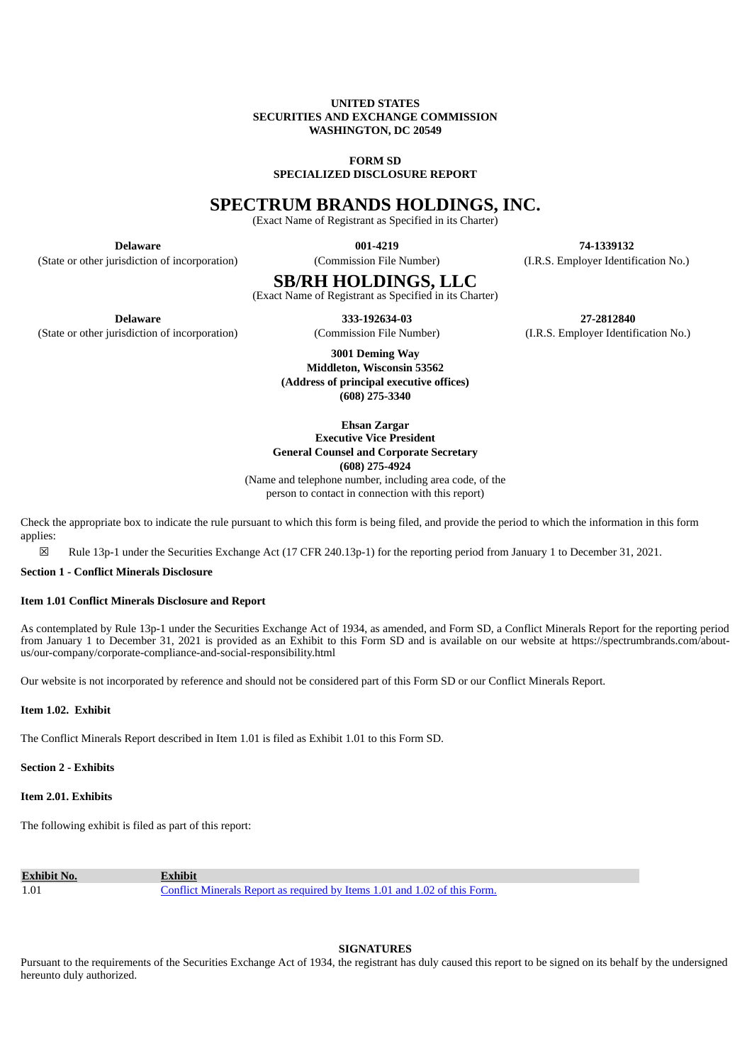**UNITED STATES**
**SECURITIES AND EXCHANGE COMMISSION**
**WASHINGTON, DC 20549**

**FORM SD**
**SPECIALIZED DISCLOSURE REPORT**

# SPECTRUM BRANDS HOLDINGS, INC.

(Exact Name of Registrant as Specified in its Charter)

| **Delaware** | **001-4219** | **74-1339132** |
|---|---|---|
| (State or other jurisdiction of incorporation) | (Commission File Number) | (I.R.S. Employer Identification No.) |

# SB/RH HOLDINGS, LLC

(Exact Name of Registrant as Specified in its Charter)

| **Delaware** | **333-192634-03** | **27-2812840** |
|---|---|---|
| (State or other jurisdiction of incorporation) | (Commission File Number) | (I.R.S. Employer Identification No.) |

**3001 Deming Way**
**Middleton, Wisconsin 53562**
**(Address of principal executive offices)**
**(608) 275-3340**

**Ehsan Zargar**
**Executive Vice President**
**General Counsel and Corporate Secretary**
**(608) 275-4924**
(Name and telephone number, including area code, of the person to contact in connection with this report)

Check the appropriate box to indicate the rule pursuant to which this form is being filed, and provide the period to which the information in this form applies:

☒ Rule 13p-1 under the Securities Exchange Act (17 CFR 240.13p-1) for the reporting period from January 1 to December 31, 2021.

**Section 1 - Conflict Minerals Disclosure**

**Item 1.01 Conflict Minerals Disclosure and Report**

As contemplated by Rule 13p-1 under the Securities Exchange Act of 1934, as amended, and Form SD, a Conflict Minerals Report for the reporting period from January 1 to December 31, 2021 is provided as an Exhibit to this Form SD and is available on our website at https://spectrumbrands.com/about-us/our-company/corporate-compliance-and-social-responsibility.html

Our website is not incorporated by reference and should not be considered part of this Form SD or our Conflict Minerals Report.

**Item 1.02. Exhibit**

The Conflict Minerals Report described in Item 1.01 is filed as Exhibit 1.01 to this Form SD.

**Section 2 - Exhibits**

**Item 2.01. Exhibits**

The following exhibit is filed as part of this report:

| **Exhibit No.** | **Exhibit** |
|---|---|
| 1.01 | Conflict Minerals Report as required by Items 1.01 and 1.02 of this Form. |

**SIGNATURES**

Pursuant to the requirements of the Securities Exchange Act of 1934, the registrant has duly caused this report to be signed on its behalf by the undersigned hereunto duly authorized.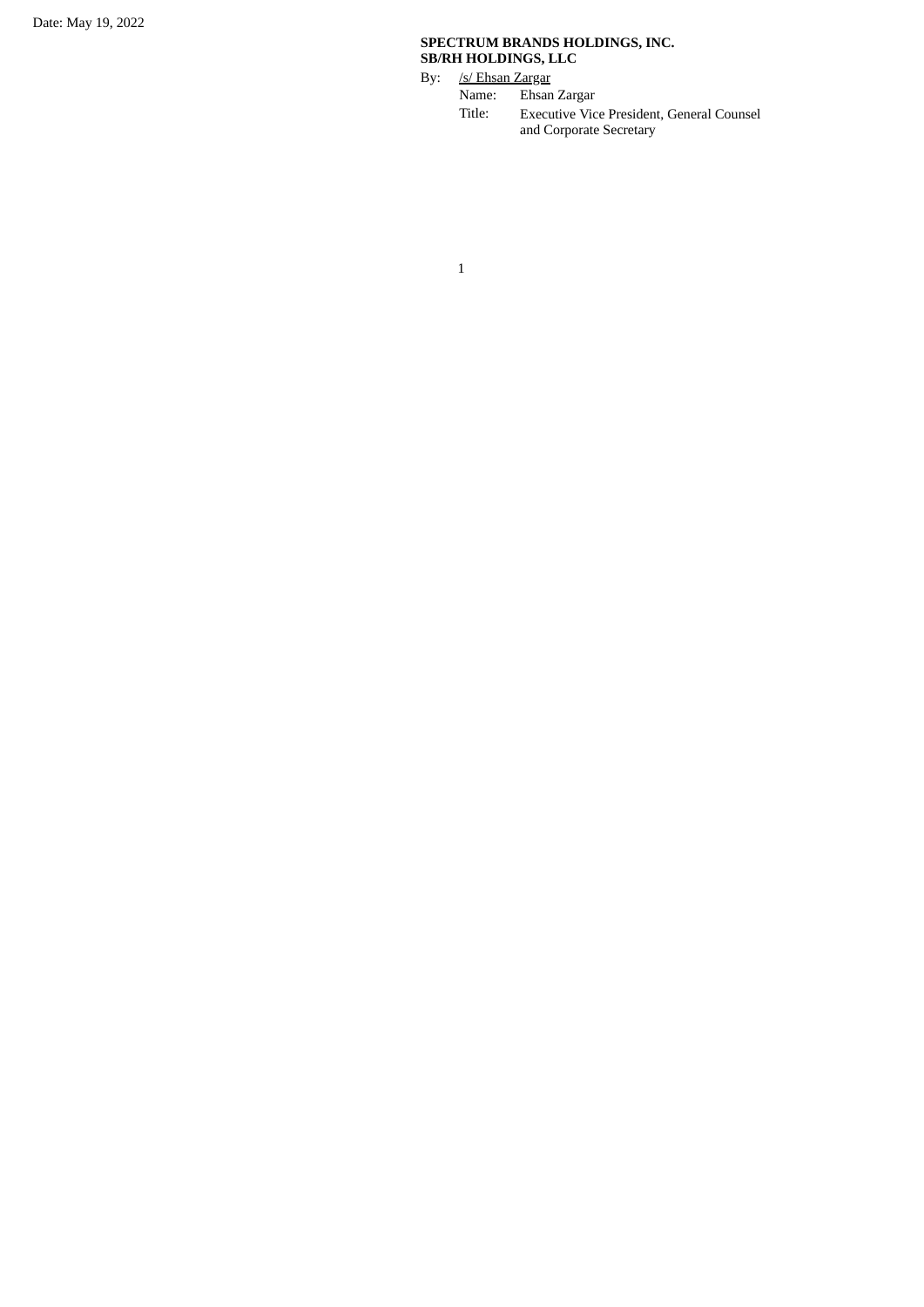Date: May 19, 2022

**SPECTRUM BRANDS HOLDINGS, INC.**
**SB/RH HOLDINGS, LLC**

By: /s/ Ehsan Zargar

Name: Ehsan Zargar

Title: Executive Vice President, General Counsel and Corporate Secretary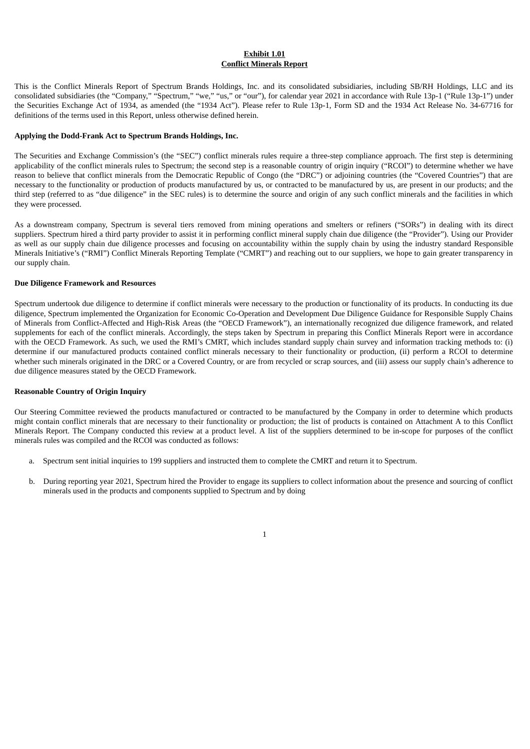**Exhibit 1.01**
**Conflict Minerals Report**

This is the Conflict Minerals Report of Spectrum Brands Holdings, Inc. and its consolidated subsidiaries, including SB/RH Holdings, LLC and its consolidated subsidiaries (the "Company," "Spectrum," "we," "us," or "our"), for calendar year 2021 in accordance with Rule 13p-1 ("Rule 13p-1") under the Securities Exchange Act of 1934, as amended (the "1934 Act"). Please refer to Rule 13p-1, Form SD and the 1934 Act Release No. 34-67716 for definitions of the terms used in this Report, unless otherwise defined herein.

**Applying the Dodd-Frank Act to Spectrum Brands Holdings, Inc.**

The Securities and Exchange Commission's (the "SEC") conflict minerals rules require a three-step compliance approach. The first step is determining applicability of the conflict minerals rules to Spectrum; the second step is a reasonable country of origin inquiry ("RCOI") to determine whether we have reason to believe that conflict minerals from the Democratic Republic of Congo (the "DRC") or adjoining countries (the "Covered Countries") that are necessary to the functionality or production of products manufactured by us, or contracted to be manufactured by us, are present in our products; and the third step (referred to as "due diligence" in the SEC rules) is to determine the source and origin of any such conflict minerals and the facilities in which they were processed.

As a downstream company, Spectrum is several tiers removed from mining operations and smelters or refiners ("SORs") in dealing with its direct suppliers. Spectrum hired a third party provider to assist it in performing conflict mineral supply chain due diligence (the "Provider"). Using our Provider as well as our supply chain due diligence processes and focusing on accountability within the supply chain by using the industry standard Responsible Minerals Initiative's ("RMI") Conflict Minerals Reporting Template ("CMRT") and reaching out to our suppliers, we hope to gain greater transparency in our supply chain.

**Due Diligence Framework and Resources**

Spectrum undertook due diligence to determine if conflict minerals were necessary to the production or functionality of its products. In conducting its due diligence, Spectrum implemented the Organization for Economic Co-Operation and Development Due Diligence Guidance for Responsible Supply Chains of Minerals from Conflict-Affected and High-Risk Areas (the "OECD Framework"), an internationally recognized due diligence framework, and related supplements for each of the conflict minerals. Accordingly, the steps taken by Spectrum in preparing this Conflict Minerals Report were in accordance with the OECD Framework. As such, we used the RMI's CMRT, which includes standard supply chain survey and information tracking methods to: (i) determine if our manufactured products contained conflict minerals necessary to their functionality or production, (ii) perform a RCOI to determine whether such minerals originated in the DRC or a Covered Country, or are from recycled or scrap sources, and (iii) assess our supply chain's adherence to due diligence measures stated by the OECD Framework.

**Reasonable Country of Origin Inquiry**

Our Steering Committee reviewed the products manufactured or contracted to be manufactured by the Company in order to determine which products might contain conflict minerals that are necessary to their functionality or production; the list of products is contained on Attachment A to this Conflict Minerals Report. The Company conducted this review at a product level. A list of the suppliers determined to be in-scope for purposes of the conflict minerals rules was compiled and the RCOI was conducted as follows:

a. Spectrum sent initial inquiries to 199 suppliers and instructed them to complete the CMRT and return it to Spectrum.

b. During reporting year 2021, Spectrum hired the Provider to engage its suppliers to collect information about the presence and sourcing of conflict minerals used in the products and components supplied to Spectrum and by doing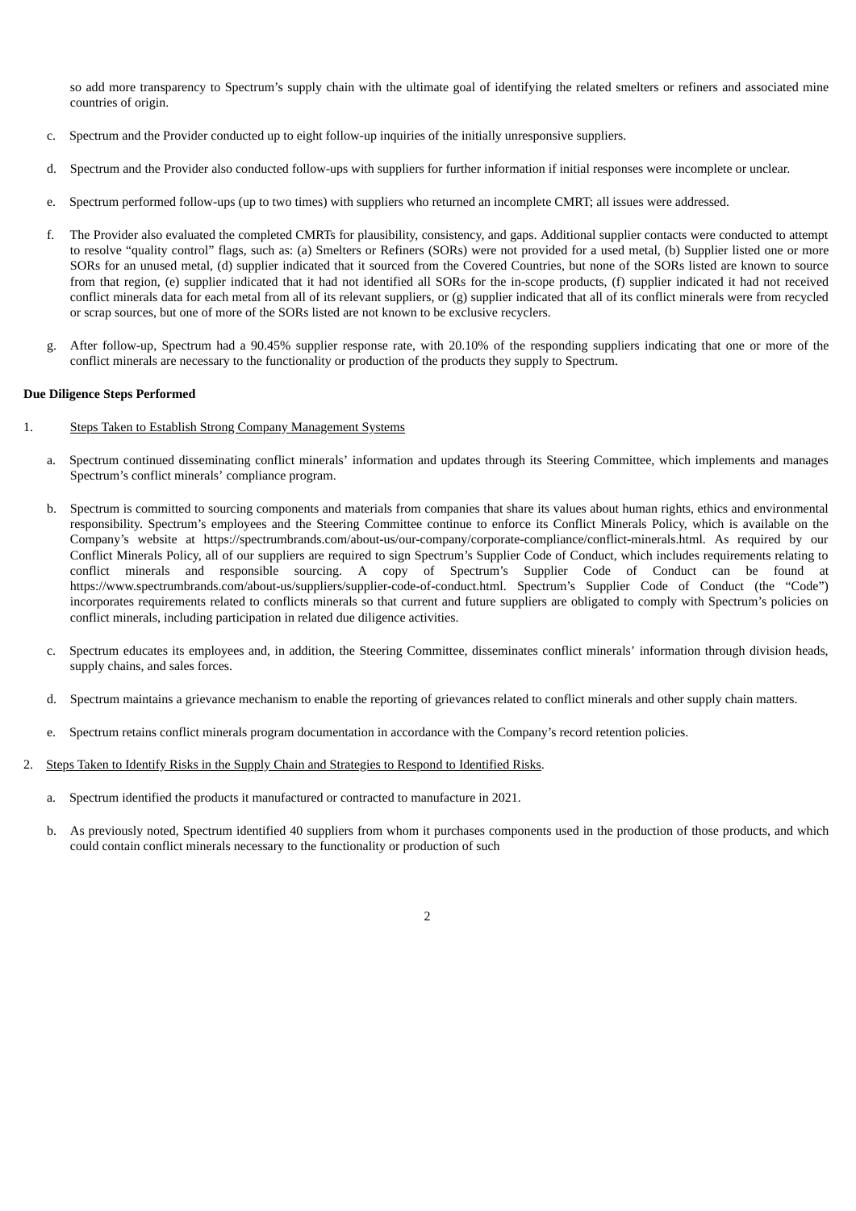so add more transparency to Spectrum's supply chain with the ultimate goal of identifying the related smelters or refiners and associated mine countries of origin.

c. Spectrum and the Provider conducted up to eight follow-up inquiries of the initially unresponsive suppliers.

d. Spectrum and the Provider also conducted follow-ups with suppliers for further information if initial responses were incomplete or unclear.

e. Spectrum performed follow-ups (up to two times) with suppliers who returned an incomplete CMRT; all issues were addressed.

f. The Provider also evaluated the completed CMRTs for plausibility, consistency, and gaps. Additional supplier contacts were conducted to attempt to resolve "quality control" flags, such as: (a) Smelters or Refiners (SORs) were not provided for a used metal, (b) Supplier listed one or more SORs for an unused metal, (d) supplier indicated that it sourced from the Covered Countries, but none of the SORs listed are known to source from that region, (e) supplier indicated that it had not identified all SORs for the in-scope products, (f) supplier indicated it had not received conflict minerals data for each metal from all of its relevant suppliers, or (g) supplier indicated that all of its conflict minerals were from recycled or scrap sources, but one of more of the SORs listed are not known to be exclusive recyclers.

g. After follow-up, Spectrum had a 90.45% supplier response rate, with 20.10% of the responding suppliers indicating that one or more of the conflict minerals are necessary to the functionality or production of the products they supply to Spectrum.

**Due Diligence Steps Performed**

1. Steps Taken to Establish Strong Company Management Systems

a. Spectrum continued disseminating conflict minerals' information and updates through its Steering Committee, which implements and manages Spectrum's conflict minerals' compliance program.

b. Spectrum is committed to sourcing components and materials from companies that share its values about human rights, ethics and environmental responsibility. Spectrum's employees and the Steering Committee continue to enforce its Conflict Minerals Policy, which is available on the Company's website at https://spectrumbrands.com/about-us/our-company/corporate-compliance/conflict-minerals.html. As required by our Conflict Minerals Policy, all of our suppliers are required to sign Spectrum's Supplier Code of Conduct, which includes requirements relating to conflict minerals and responsible sourcing. A copy of Spectrum's Supplier Code of Conduct can be found at https://www.spectrumbrands.com/about-us/suppliers/supplier-code-of-conduct.html. Spectrum's Supplier Code of Conduct (the "Code") incorporates requirements related to conflicts minerals so that current and future suppliers are obligated to comply with Spectrum's policies on conflict minerals, including participation in related due diligence activities.

c. Spectrum educates its employees and, in addition, the Steering Committee, disseminates conflict minerals' information through division heads, supply chains, and sales forces.

d. Spectrum maintains a grievance mechanism to enable the reporting of grievances related to conflict minerals and other supply chain matters.

e. Spectrum retains conflict minerals program documentation in accordance with the Company's record retention policies.

2. Steps Taken to Identify Risks in the Supply Chain and Strategies to Respond to Identified Risks.

a. Spectrum identified the products it manufactured or contracted to manufacture in 2021.

b. As previously noted, Spectrum identified 40 suppliers from whom it purchases components used in the production of those products, and which could contain conflict minerals necessary to the functionality or production of such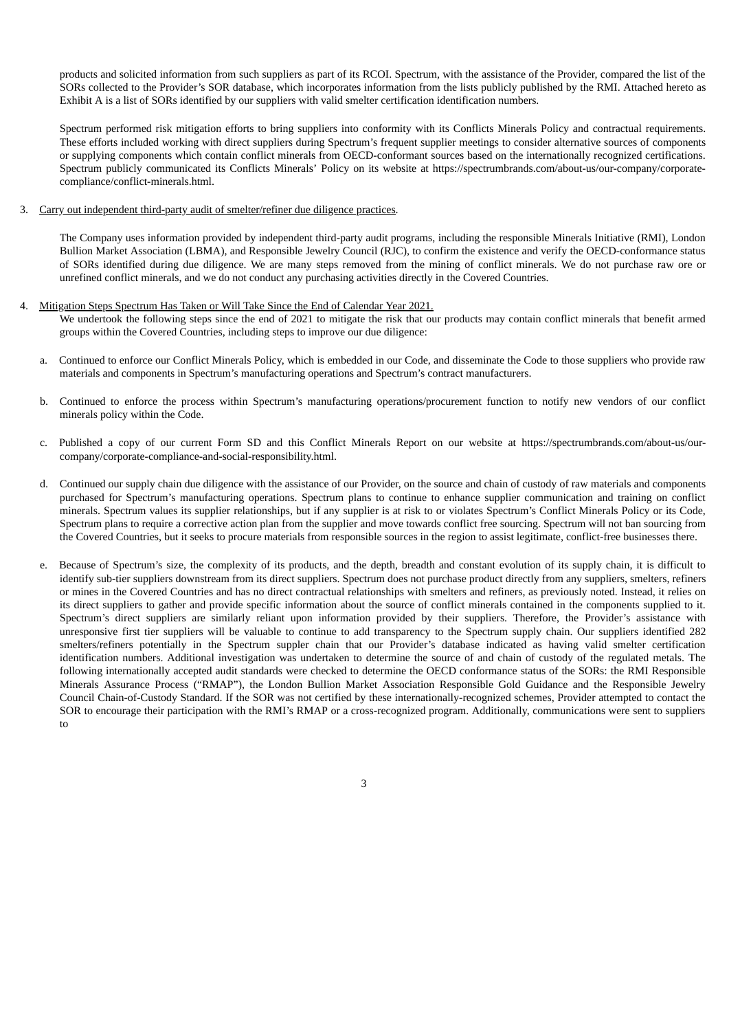products and solicited information from such suppliers as part of its RCOI. Spectrum, with the assistance of the Provider, compared the list of the SORs collected to the Provider's SOR database, which incorporates information from the lists publicly published by the RMI. Attached hereto as Exhibit A is a list of SORs identified by our suppliers with valid smelter certification identification numbers.

Spectrum performed risk mitigation efforts to bring suppliers into conformity with its Conflicts Minerals Policy and contractual requirements. These efforts included working with direct suppliers during Spectrum's frequent supplier meetings to consider alternative sources of components or supplying components which contain conflict minerals from OECD-conformant sources based on the internationally recognized certifications. Spectrum publicly communicated its Conflicts Minerals' Policy on its website at https://spectrumbrands.com/about-us/our-company/corporate-compliance/conflict-minerals.html.

3. Carry out independent third-party audit of smelter/refiner due diligence practices.

The Company uses information provided by independent third-party audit programs, including the responsible Minerals Initiative (RMI), London Bullion Market Association (LBMA), and Responsible Jewelry Council (RJC), to confirm the existence and verify the OECD-conformance status of SORs identified during due diligence. We are many steps removed from the mining of conflict minerals. We do not purchase raw ore or unrefined conflict minerals, and we do not conduct any purchasing activities directly in the Covered Countries.

4. Mitigation Steps Spectrum Has Taken or Will Take Since the End of Calendar Year 2021.

We undertook the following steps since the end of 2021 to mitigate the risk that our products may contain conflict minerals that benefit armed groups within the Covered Countries, including steps to improve our due diligence:

a. Continued to enforce our Conflict Minerals Policy, which is embedded in our Code, and disseminate the Code to those suppliers who provide raw materials and components in Spectrum's manufacturing operations and Spectrum's contract manufacturers.

b. Continued to enforce the process within Spectrum's manufacturing operations/procurement function to notify new vendors of our conflict minerals policy within the Code.

c. Published a copy of our current Form SD and this Conflict Minerals Report on our website at https://spectrumbrands.com/about-us/our-company/corporate-compliance-and-social-responsibility.html.

d. Continued our supply chain due diligence with the assistance of our Provider, on the source and chain of custody of raw materials and components purchased for Spectrum's manufacturing operations. Spectrum plans to continue to enhance supplier communication and training on conflict minerals. Spectrum values its supplier relationships, but if any supplier is at risk to or violates Spectrum's Conflict Minerals Policy or its Code, Spectrum plans to require a corrective action plan from the supplier and move towards conflict free sourcing. Spectrum will not ban sourcing from the Covered Countries, but it seeks to procure materials from responsible sources in the region to assist legitimate, conflict-free businesses there.

e. Because of Spectrum's size, the complexity of its products, and the depth, breadth and constant evolution of its supply chain, it is difficult to identify sub-tier suppliers downstream from its direct suppliers. Spectrum does not purchase product directly from any suppliers, smelters, refiners or mines in the Covered Countries and has no direct contractual relationships with smelters and refiners, as previously noted. Instead, it relies on its direct suppliers to gather and provide specific information about the source of conflict minerals contained in the components supplied to it. Spectrum's direct suppliers are similarly reliant upon information provided by their suppliers. Therefore, the Provider's assistance with unresponsive first tier suppliers will be valuable to continue to add transparency to the Spectrum supply chain. Our suppliers identified 282 smelters/refiners potentially in the Spectrum suppler chain that our Provider's database indicated as having valid smelter certification identification numbers. Additional investigation was undertaken to determine the source of and chain of custody of the regulated metals. The following internationally accepted audit standards were checked to determine the OECD conformance status of the SORs: the RMI Responsible Minerals Assurance Process ("RMAP"), the London Bullion Market Association Responsible Gold Guidance and the Responsible Jewelry Council Chain-of-Custody Standard. If the SOR was not certified by these internationally-recognized schemes, Provider attempted to contact the SOR to encourage their participation with the RMI's RMAP or a cross-recognized program. Additionally, communications were sent to suppliers to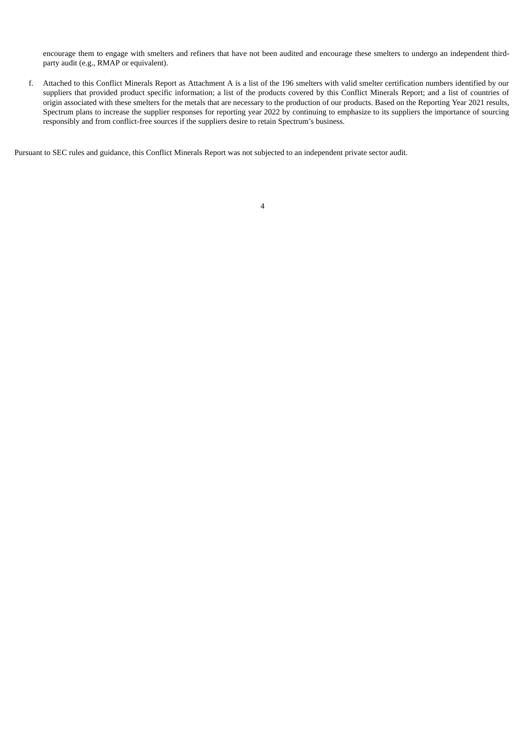encourage them to engage with smelters and refiners that have not been audited and encourage these smelters to undergo an independent third-party audit (e.g., RMAP or equivalent).

f. Attached to this Conflict Minerals Report as Attachment A is a list of the 196 smelters with valid smelter certification numbers identified by our suppliers that provided product specific information; a list of the products covered by this Conflict Minerals Report; and a list of countries of origin associated with these smelters for the metals that are necessary to the production of our products. Based on the Reporting Year 2021 results, Spectrum plans to increase the supplier responses for reporting year 2022 by continuing to emphasize to its suppliers the importance of sourcing responsibly and from conflict-free sources if the suppliers desire to retain Spectrum's business.

Pursuant to SEC rules and guidance, this Conflict Minerals Report was not subjected to an independent private sector audit.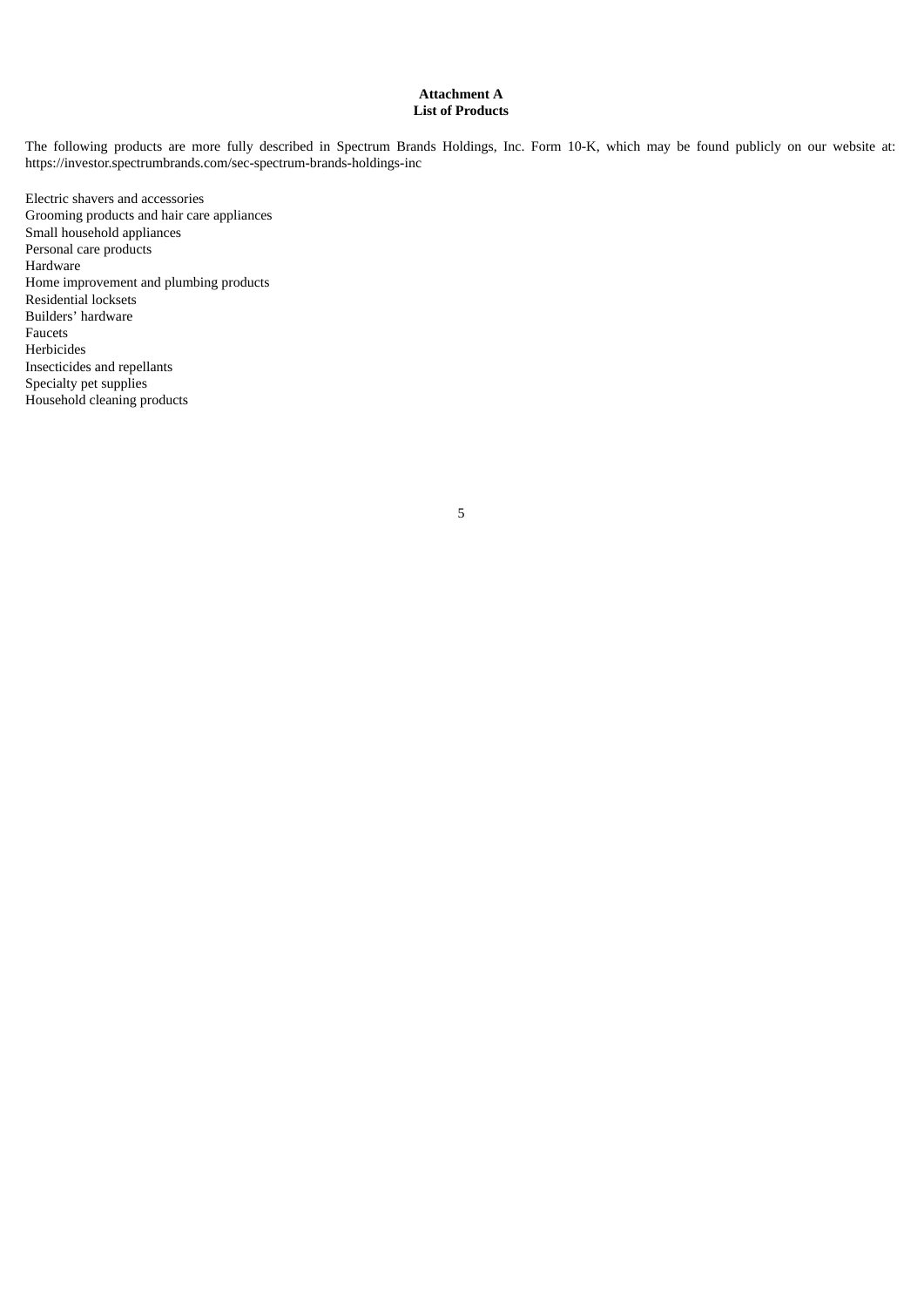**Attachment A**
**List of Products**

The following products are more fully described in Spectrum Brands Holdings, Inc. Form 10-K, which may be found publicly on our website at: https://investor.spectrumbrands.com/sec-spectrum-brands-holdings-inc

Electric shavers and accessories
Grooming products and hair care appliances
Small household appliances
Personal care products
Hardware
Home improvement and plumbing products
Residential locksets
Builders' hardware
Faucets
Herbicides
Insecticides and repellants
Specialty pet supplies
Household cleaning products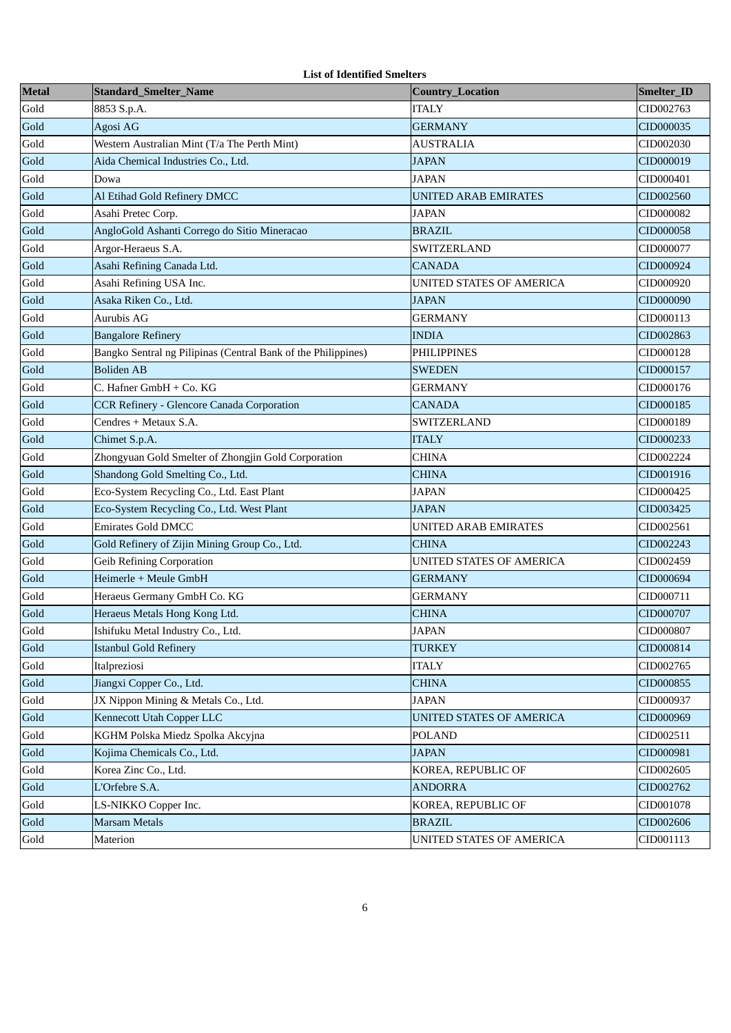**List of Identified Smelters**

| Metal | Standard_Smelter_Name | Country_Location | Smelter_ID |
|---|---|---|---|
| Gold | 8853 S.p.A. | ITALY | CID002763 |
| Gold | Agosi AG | GERMANY | CID000035 |
| Gold | Western Australian Mint (T/a The Perth Mint) | AUSTRALIA | CID002030 |
| Gold | Aida Chemical Industries Co., Ltd. | JAPAN | CID000019 |
| Gold | Dowa | JAPAN | CID000401 |
| Gold | Al Etihad Gold Refinery DMCC | UNITED ARAB EMIRATES | CID002560 |
| Gold | Asahi Pretec Corp. | JAPAN | CID000082 |
| Gold | AngloGold Ashanti Corrego do Sitio Mineracao | BRAZIL | CID000058 |
| Gold | Argor-Heraeus S.A. | SWITZERLAND | CID000077 |
| Gold | Asahi Refining Canada Ltd. | CANADA | CID000924 |
| Gold | Asahi Refining USA Inc. | UNITED STATES OF AMERICA | CID000920 |
| Gold | Asaka Riken Co., Ltd. | JAPAN | CID000090 |
| Gold | Aurubis AG | GERMANY | CID000113 |
| Gold | Bangalore Refinery | INDIA | CID002863 |
| Gold | Bangko Sentral ng Pilipinas (Central Bank of the Philippines) | PHILIPPINES | CID000128 |
| Gold | Boliden AB | SWEDEN | CID000157 |
| Gold | C. Hafner GmbH + Co. KG | GERMANY | CID000176 |
| Gold | CCR Refinery - Glencore Canada Corporation | CANADA | CID000185 |
| Gold | Cendres + Metaux S.A. | SWITZERLAND | CID000189 |
| Gold | Chimet S.p.A. | ITALY | CID000233 |
| Gold | Zhongyuan Gold Smelter of Zhongjin Gold Corporation | CHINA | CID002224 |
| Gold | Shandong Gold Smelting Co., Ltd. | CHINA | CID001916 |
| Gold | Eco-System Recycling Co., Ltd. East Plant | JAPAN | CID000425 |
| Gold | Eco-System Recycling Co., Ltd. West Plant | JAPAN | CID003425 |
| Gold | Emirates Gold DMCC | UNITED ARAB EMIRATES | CID002561 |
| Gold | Gold Refinery of Zijin Mining Group Co., Ltd. | CHINA | CID002243 |
| Gold | Geib Refining Corporation | UNITED STATES OF AMERICA | CID002459 |
| Gold | Heimerle + Meule GmbH | GERMANY | CID000694 |
| Gold | Heraeus Germany GmbH Co. KG | GERMANY | CID000711 |
| Gold | Heraeus Metals Hong Kong Ltd. | CHINA | CID000707 |
| Gold | Ishifuku Metal Industry Co., Ltd. | JAPAN | CID000807 |
| Gold | Istanbul Gold Refinery | TURKEY | CID000814 |
| Gold | Italpreziosi | ITALY | CID002765 |
| Gold | Jiangxi Copper Co., Ltd. | CHINA | CID000855 |
| Gold | JX Nippon Mining & Metals Co., Ltd. | JAPAN | CID000937 |
| Gold | Kennecott Utah Copper LLC | UNITED STATES OF AMERICA | CID000969 |
| Gold | KGHM Polska Miedz Spolka Akcyjna | POLAND | CID002511 |
| Gold | Kojima Chemicals Co., Ltd. | JAPAN | CID000981 |
| Gold | Korea Zinc Co., Ltd. | KOREA, REPUBLIC OF | CID002605 |
| Gold | L'Orfebre S.A. | ANDORRA | CID002762 |
| Gold | LS-NIKKO Copper Inc. | KOREA, REPUBLIC OF | CID001078 |
| Gold | Marsam Metals | BRAZIL | CID002606 |
| Gold | Materion | UNITED STATES OF AMERICA | CID001113 |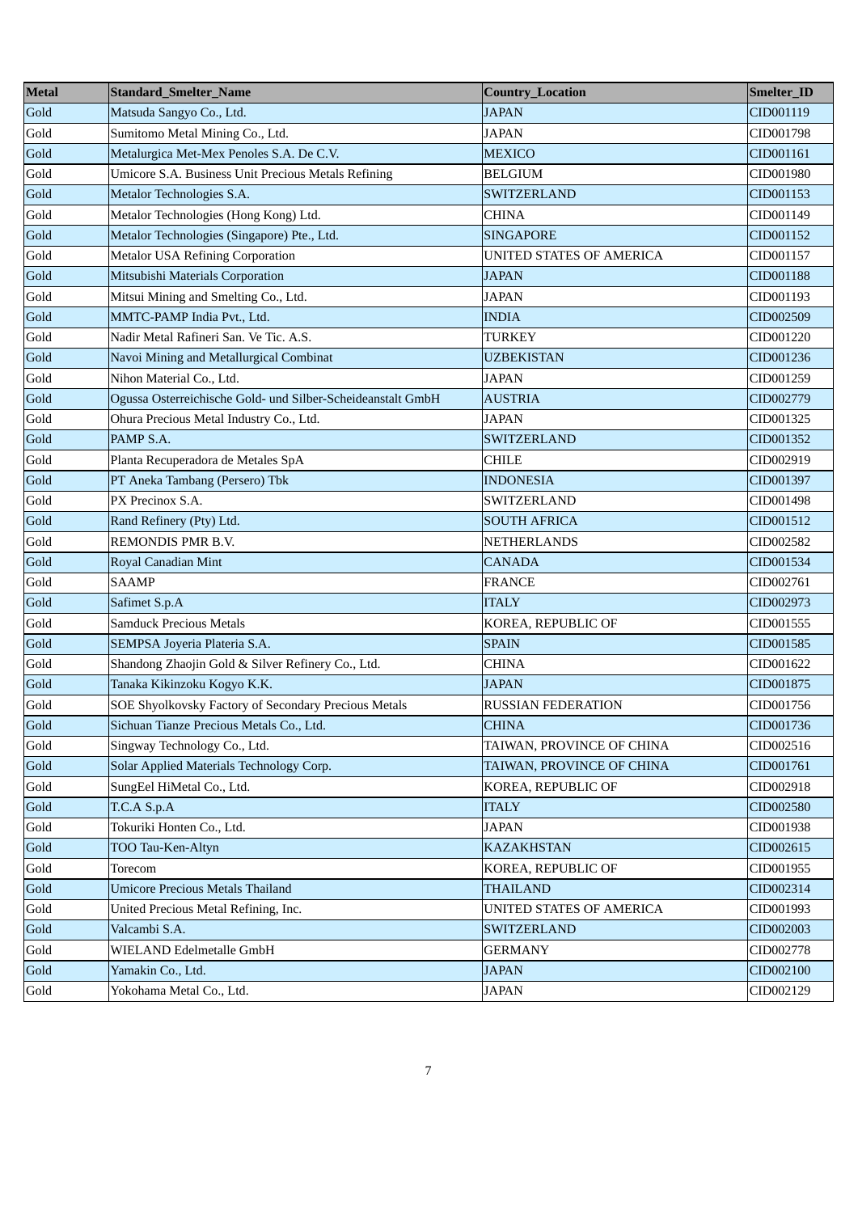| Metal | Standard_Smelter_Name | Country_Location | Smelter_ID |
|---|---|---|---|
| Gold | Matsuda Sangyo Co., Ltd. | JAPAN | CID001119 |
| Gold | Sumitomo Metal Mining Co., Ltd. | JAPAN | CID001798 |
| Gold | Metalurgica Met-Mex Penoles S.A. De C.V. | MEXICO | CID001161 |
| Gold | Umicore S.A. Business Unit Precious Metals Refining | BELGIUM | CID001980 |
| Gold | Metalor Technologies S.A. | SWITZERLAND | CID001153 |
| Gold | Metalor Technologies (Hong Kong) Ltd. | CHINA | CID001149 |
| Gold | Metalor Technologies (Singapore) Pte., Ltd. | SINGAPORE | CID001152 |
| Gold | Metalor USA Refining Corporation | UNITED STATES OF AMERICA | CID001157 |
| Gold | Mitsubishi Materials Corporation | JAPAN | CID001188 |
| Gold | Mitsui Mining and Smelting Co., Ltd. | JAPAN | CID001193 |
| Gold | MMTC-PAMP India Pvt., Ltd. | INDIA | CID002509 |
| Gold | Nadir Metal Rafineri San. Ve Tic. A.S. | TURKEY | CID001220 |
| Gold | Navoi Mining and Metallurgical Combinat | UZBEKISTAN | CID001236 |
| Gold | Nihon Material Co., Ltd. | JAPAN | CID001259 |
| Gold | Ogussa Osterreichische Gold- und Silber-Scheideanstalt GmbH | AUSTRIA | CID002779 |
| Gold | Ohura Precious Metal Industry Co., Ltd. | JAPAN | CID001325 |
| Gold | PAMP S.A. | SWITZERLAND | CID001352 |
| Gold | Planta Recuperadora de Metales SpA | CHILE | CID002919 |
| Gold | PT Aneka Tambang (Persero) Tbk | INDONESIA | CID001397 |
| Gold | PX Precinox S.A. | SWITZERLAND | CID001498 |
| Gold | Rand Refinery (Pty) Ltd. | SOUTH AFRICA | CID001512 |
| Gold | REMONDIS PMR B.V. | NETHERLANDS | CID002582 |
| Gold | Royal Canadian Mint | CANADA | CID001534 |
| Gold | SAAMP | FRANCE | CID002761 |
| Gold | Safimet S.p.A | ITALY | CID002973 |
| Gold | Samduck Precious Metals | KOREA, REPUBLIC OF | CID001555 |
| Gold | SEMPSA Joyeria Plateria S.A. | SPAIN | CID001585 |
| Gold | Shandong Zhaojin Gold & Silver Refinery Co., Ltd. | CHINA | CID001622 |
| Gold | Tanaka Kikinzoku Kogyo K.K. | JAPAN | CID001875 |
| Gold | SOE Shyolkovsky Factory of Secondary Precious Metals | RUSSIAN FEDERATION | CID001756 |
| Gold | Sichuan Tianze Precious Metals Co., Ltd. | CHINA | CID001736 |
| Gold | Singway Technology Co., Ltd. | TAIWAN, PROVINCE OF CHINA | CID002516 |
| Gold | Solar Applied Materials Technology Corp. | TAIWAN, PROVINCE OF CHINA | CID001761 |
| Gold | SungEel HiMetal Co., Ltd. | KOREA, REPUBLIC OF | CID002918 |
| Gold | T.C.A S.p.A | ITALY | CID002580 |
| Gold | Tokuriki Honten Co., Ltd. | JAPAN | CID001938 |
| Gold | TOO Tau-Ken-Altyn | KAZAKHSTAN | CID002615 |
| Gold | Torecom | KOREA, REPUBLIC OF | CID001955 |
| Gold | Umicore Precious Metals Thailand | THAILAND | CID002314 |
| Gold | United Precious Metal Refining, Inc. | UNITED STATES OF AMERICA | CID001993 |
| Gold | Valcambi S.A. | SWITZERLAND | CID002003 |
| Gold | WIELAND Edelmetalle GmbH | GERMANY | CID002778 |
| Gold | Yamakin Co., Ltd. | JAPAN | CID002100 |
| Gold | Yokohama Metal Co., Ltd. | JAPAN | CID002129 |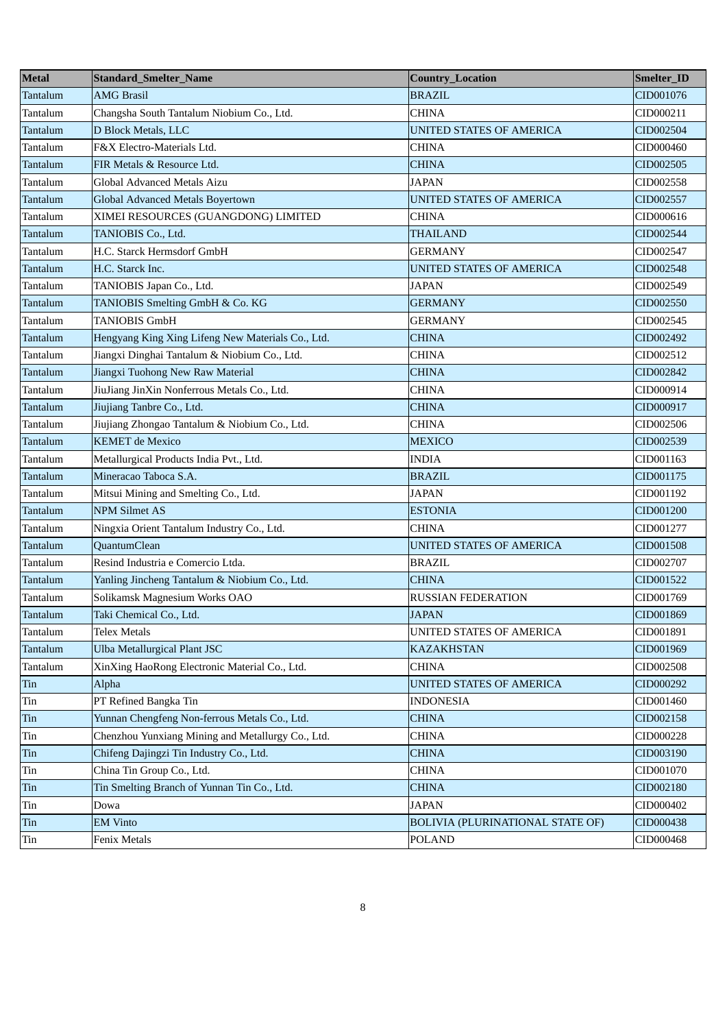| Metal | Standard_Smelter_Name | Country_Location | Smelter_ID |
| --- | --- | --- | --- |
| Tantalum | AMG Brasil | BRAZIL | CID001076 |
| Tantalum | Changsha South Tantalum Niobium Co., Ltd. | CHINA | CID000211 |
| Tantalum | D Block Metals, LLC | UNITED STATES OF AMERICA | CID002504 |
| Tantalum | F&X Electro-Materials Ltd. | CHINA | CID000460 |
| Tantalum | FIR Metals & Resource Ltd. | CHINA | CID002505 |
| Tantalum | Global Advanced Metals Aizu | JAPAN | CID002558 |
| Tantalum | Global Advanced Metals Boyertown | UNITED STATES OF AMERICA | CID002557 |
| Tantalum | XIMEI RESOURCES (GUANGDONG) LIMITED | CHINA | CID000616 |
| Tantalum | TANIOBIS Co., Ltd. | THAILAND | CID002544 |
| Tantalum | H.C. Starck Hermsdorf GmbH | GERMANY | CID002547 |
| Tantalum | H.C. Starck Inc. | UNITED STATES OF AMERICA | CID002548 |
| Tantalum | TANIOBIS Japan Co., Ltd. | JAPAN | CID002549 |
| Tantalum | TANIOBIS Smelting GmbH & Co. KG | GERMANY | CID002550 |
| Tantalum | TANIOBIS GmbH | GERMANY | CID002545 |
| Tantalum | Hengyang King Xing Lifeng New Materials Co., Ltd. | CHINA | CID002492 |
| Tantalum | Jiangxi Dinghai Tantalum & Niobium Co., Ltd. | CHINA | CID002512 |
| Tantalum | Jiangxi Tuohong New Raw Material | CHINA | CID002842 |
| Tantalum | JiuJiang JinXin Nonferrous Metals Co., Ltd. | CHINA | CID000914 |
| Tantalum | Jiujiang Tanbre Co., Ltd. | CHINA | CID000917 |
| Tantalum | Jiujiang Zhongao Tantalum & Niobium Co., Ltd. | CHINA | CID002506 |
| Tantalum | KEMET de Mexico | MEXICO | CID002539 |
| Tantalum | Metallurgical Products India Pvt., Ltd. | INDIA | CID001163 |
| Tantalum | Mineracao Taboca S.A. | BRAZIL | CID001175 |
| Tantalum | Mitsui Mining and Smelting Co., Ltd. | JAPAN | CID001192 |
| Tantalum | NPM Silmet AS | ESTONIA | CID001200 |
| Tantalum | Ningxia Orient Tantalum Industry Co., Ltd. | CHINA | CID001277 |
| Tantalum | QuantumClean | UNITED STATES OF AMERICA | CID001508 |
| Tantalum | Resind Industria e Comercio Ltda. | BRAZIL | CID002707 |
| Tantalum | Yanling Jincheng Tantalum & Niobium Co., Ltd. | CHINA | CID001522 |
| Tantalum | Solikamsk Magnesium Works OAO | RUSSIAN FEDERATION | CID001769 |
| Tantalum | Taki Chemical Co., Ltd. | JAPAN | CID001869 |
| Tantalum | Telex Metals | UNITED STATES OF AMERICA | CID001891 |
| Tantalum | Ulba Metallurgical Plant JSC | KAZAKHSTAN | CID001969 |
| Tantalum | XinXing HaoRong Electronic Material Co., Ltd. | CHINA | CID002508 |
| Tin | Alpha | UNITED STATES OF AMERICA | CID000292 |
| Tin | PT Refined Bangka Tin | INDONESIA | CID001460 |
| Tin | Yunnan Chengfeng Non-ferrous Metals Co., Ltd. | CHINA | CID002158 |
| Tin | Chenzhou Yunxiang Mining and Metallurgy Co., Ltd. | CHINA | CID000228 |
| Tin | Chifeng Dajingzi Tin Industry Co., Ltd. | CHINA | CID003190 |
| Tin | China Tin Group Co., Ltd. | CHINA | CID001070 |
| Tin | Tin Smelting Branch of Yunnan Tin Co., Ltd. | CHINA | CID002180 |
| Tin | Dowa | JAPAN | CID000402 |
| Tin | EM Vinto | BOLIVIA (PLURINATIONAL STATE OF) | CID000438 |
| Tin | Fenix Metals | POLAND | CID000468 |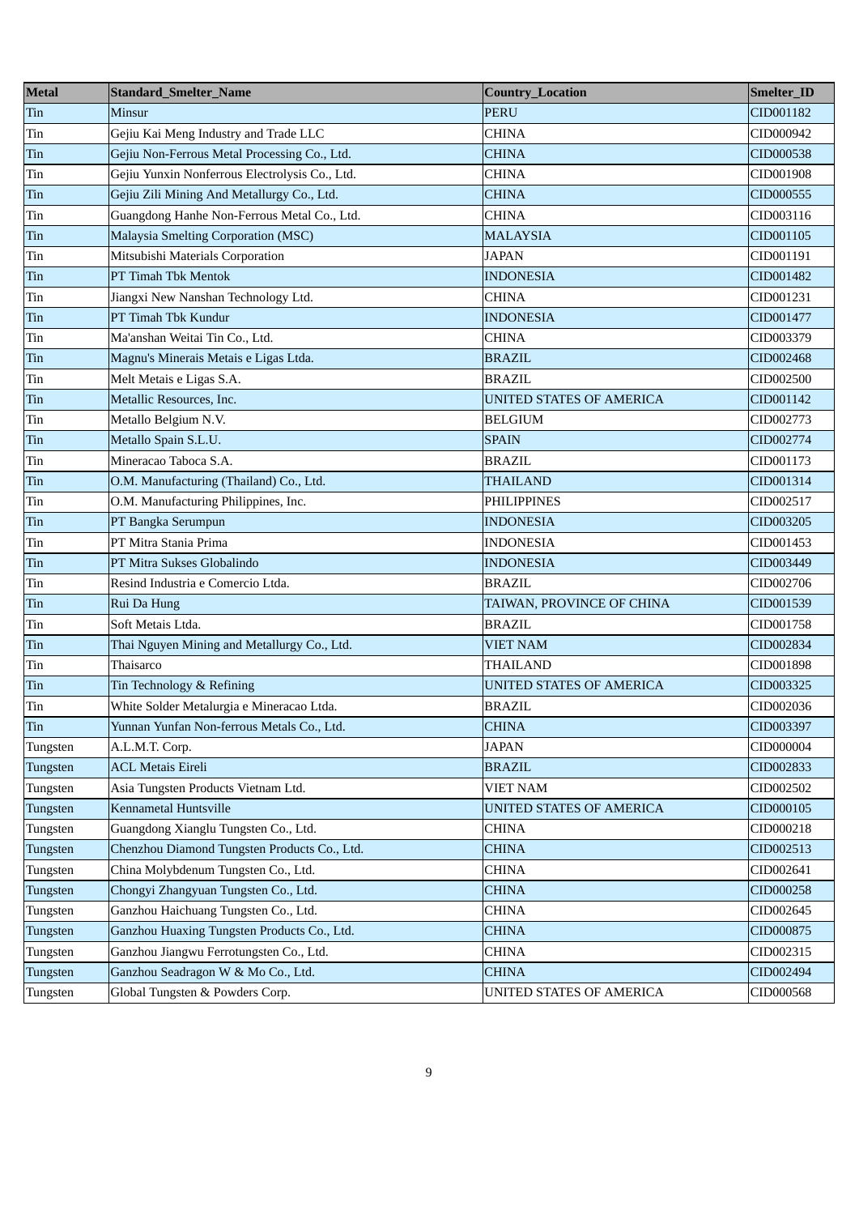| Metal | Standard_Smelter_Name | Country_Location | Smelter_ID |
|---|---|---|---|
| Tin | Minsur | PERU | CID001182 |
| Tin | Gejiu Kai Meng Industry and Trade LLC | CHINA | CID000942 |
| Tin | Gejiu Non-Ferrous Metal Processing Co., Ltd. | CHINA | CID000538 |
| Tin | Gejiu Yunxin Nonferrous Electrolysis Co., Ltd. | CHINA | CID001908 |
| Tin | Gejiu Zili Mining And Metallurgy Co., Ltd. | CHINA | CID000555 |
| Tin | Guangdong Hanhe Non-Ferrous Metal Co., Ltd. | CHINA | CID003116 |
| Tin | Malaysia Smelting Corporation (MSC) | MALAYSIA | CID001105 |
| Tin | Mitsubishi Materials Corporation | JAPAN | CID001191 |
| Tin | PT Timah Tbk Mentok | INDONESIA | CID001482 |
| Tin | Jiangxi New Nanshan Technology Ltd. | CHINA | CID001231 |
| Tin | PT Timah Tbk Kundur | INDONESIA | CID001477 |
| Tin | Ma'anshan Weitai Tin Co., Ltd. | CHINA | CID003379 |
| Tin | Magnu's Minerais Metais e Ligas Ltda. | BRAZIL | CID002468 |
| Tin | Melt Metais e Ligas S.A. | BRAZIL | CID002500 |
| Tin | Metallic Resources, Inc. | UNITED STATES OF AMERICA | CID001142 |
| Tin | Metallo Belgium N.V. | BELGIUM | CID002773 |
| Tin | Metallo Spain S.L.U. | SPAIN | CID002774 |
| Tin | Mineracao Taboca S.A. | BRAZIL | CID001173 |
| Tin | O.M. Manufacturing (Thailand) Co., Ltd. | THAILAND | CID001314 |
| Tin | O.M. Manufacturing Philippines, Inc. | PHILIPPINES | CID002517 |
| Tin | PT Bangka Serumpun | INDONESIA | CID003205 |
| Tin | PT Mitra Stania Prima | INDONESIA | CID001453 |
| Tin | PT Mitra Sukses Globalindo | INDONESIA | CID003449 |
| Tin | Resind Industria e Comercio Ltda. | BRAZIL | CID002706 |
| Tin | Rui Da Hung | TAIWAN, PROVINCE OF CHINA | CID001539 |
| Tin | Soft Metais Ltda. | BRAZIL | CID001758 |
| Tin | Thai Nguyen Mining and Metallurgy Co., Ltd. | VIET NAM | CID002834 |
| Tin | Thaisarco | THAILAND | CID001898 |
| Tin | Tin Technology & Refining | UNITED STATES OF AMERICA | CID003325 |
| Tin | White Solder Metalurgia e Mineracao Ltda. | BRAZIL | CID002036 |
| Tin | Yunnan Yunfan Non-ferrous Metals Co., Ltd. | CHINA | CID003397 |
| Tungsten | A.L.M.T. Corp. | JAPAN | CID000004 |
| Tungsten | ACL Metais Eireli | BRAZIL | CID002833 |
| Tungsten | Asia Tungsten Products Vietnam Ltd. | VIET NAM | CID002502 |
| Tungsten | Kennametal Huntsville | UNITED STATES OF AMERICA | CID000105 |
| Tungsten | Guangdong Xianglu Tungsten Co., Ltd. | CHINA | CID000218 |
| Tungsten | Chenzhou Diamond Tungsten Products Co., Ltd. | CHINA | CID002513 |
| Tungsten | China Molybdenum Tungsten Co., Ltd. | CHINA | CID002641 |
| Tungsten | Chongyi Zhangyuan Tungsten Co., Ltd. | CHINA | CID000258 |
| Tungsten | Ganzhou Haichuang Tungsten Co., Ltd. | CHINA | CID002645 |
| Tungsten | Ganzhou Huaxing Tungsten Products Co., Ltd. | CHINA | CID000875 |
| Tungsten | Ganzhou Jiangwu Ferrotungsten Co., Ltd. | CHINA | CID002315 |
| Tungsten | Ganzhou Seadragon W & Mo Co., Ltd. | CHINA | CID002494 |
| Tungsten | Global Tungsten & Powders Corp. | UNITED STATES OF AMERICA | CID000568 |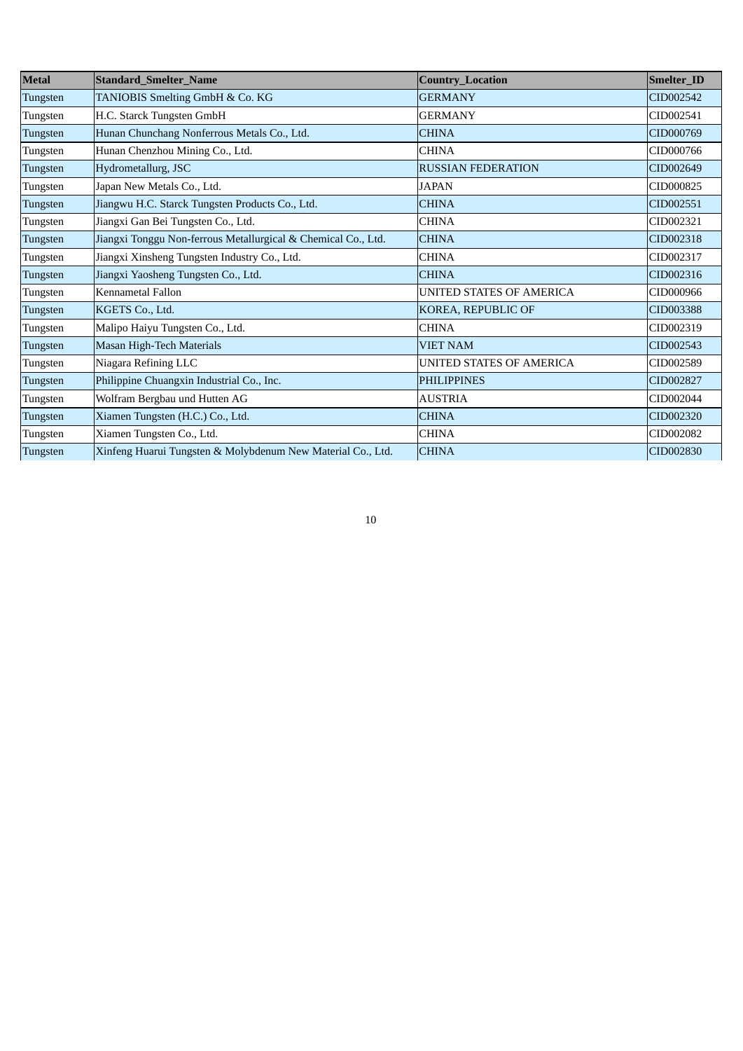| Metal | Standard_Smelter_Name | Country_Location | Smelter_ID |
|---|---|---|---|
| Tungsten | TANIOBIS Smelting GmbH & Co. KG | GERMANY | CID002542 |
| Tungsten | H.C. Starck Tungsten GmbH | GERMANY | CID002541 |
| Tungsten | Hunan Chunchang Nonferrous Metals Co., Ltd. | CHINA | CID000769 |
| Tungsten | Hunan Chenzhou Mining Co., Ltd. | CHINA | CID000766 |
| Tungsten | Hydrometallurg, JSC | RUSSIAN FEDERATION | CID002649 |
| Tungsten | Japan New Metals Co., Ltd. | JAPAN | CID000825 |
| Tungsten | Jiangwu H.C. Starck Tungsten Products Co., Ltd. | CHINA | CID002551 |
| Tungsten | Jiangxi Gan Bei Tungsten Co., Ltd. | CHINA | CID002321 |
| Tungsten | Jiangxi Tonggu Non-ferrous Metallurgical & Chemical Co., Ltd. | CHINA | CID002318 |
| Tungsten | Jiangxi Xinsheng Tungsten Industry Co., Ltd. | CHINA | CID002317 |
| Tungsten | Jiangxi Yaosheng Tungsten Co., Ltd. | CHINA | CID002316 |
| Tungsten | Kennametal Fallon | UNITED STATES OF AMERICA | CID000966 |
| Tungsten | KGETS Co., Ltd. | KOREA, REPUBLIC OF | CID003388 |
| Tungsten | Malipo Haiyu Tungsten Co., Ltd. | CHINA | CID002319 |
| Tungsten | Masan High-Tech Materials | VIET NAM | CID002543 |
| Tungsten | Niagara Refining LLC | UNITED STATES OF AMERICA | CID002589 |
| Tungsten | Philippine Chuangxin Industrial Co., Inc. | PHILIPPINES | CID002827 |
| Tungsten | Wolfram Bergbau und Hutten AG | AUSTRIA | CID002044 |
| Tungsten | Xiamen Tungsten (H.C.) Co., Ltd. | CHINA | CID002320 |
| Tungsten | Xiamen Tungsten Co., Ltd. | CHINA | CID002082 |
| Tungsten | Xinfeng Huarui Tungsten & Molybdenum New Material Co., Ltd. | CHINA | CID002830 |